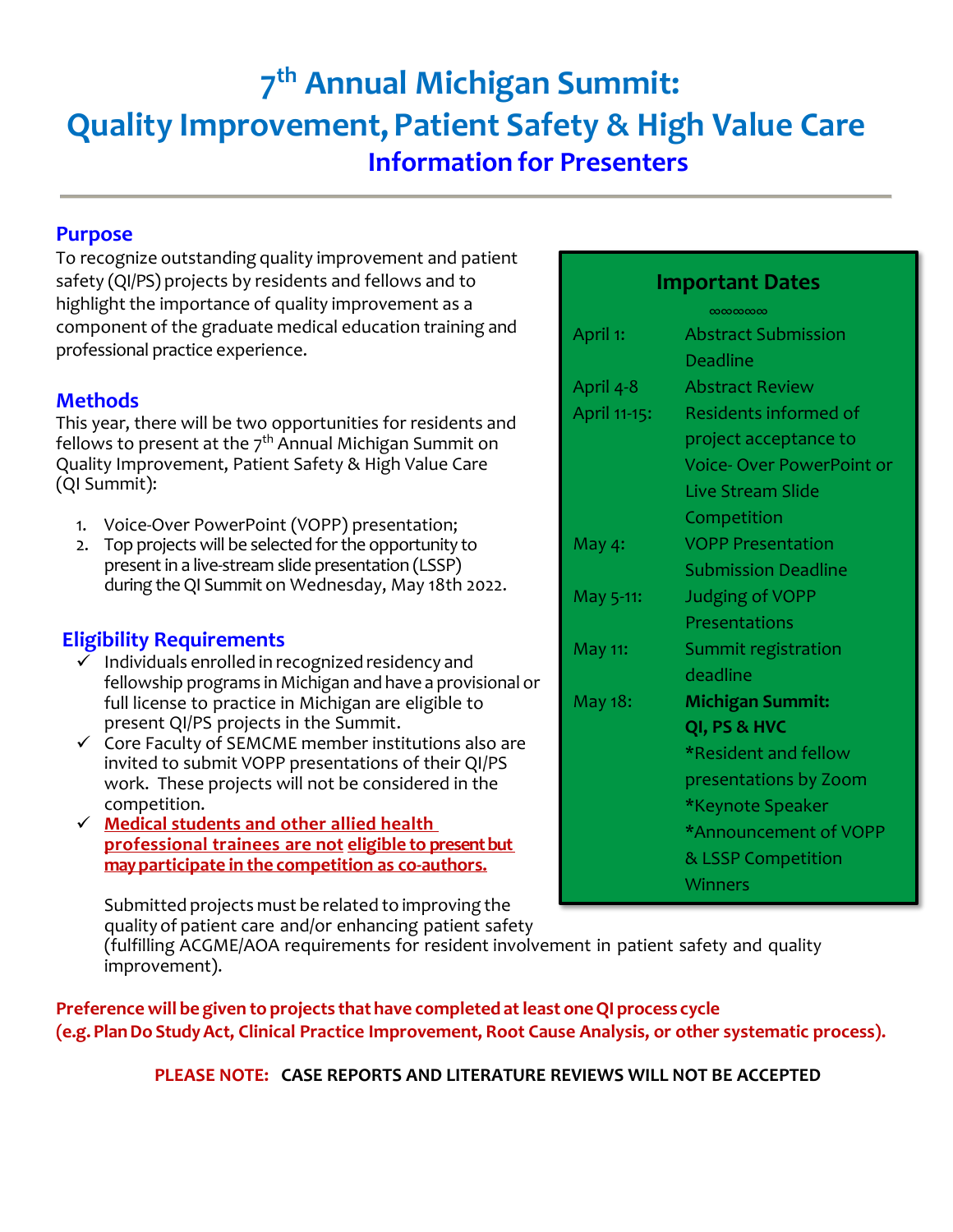# 7th Annual Michigan Summit: Quality Improvement, Patient Safety & High Value Care

## Information for Presenters

### Purpose

To recognize outstanding quality improvement and patient safety (QI/PS) projects by residents and fellows and to highlight the importance of quality improvement as a component of the graduate medical education training and professional practice experience.

### Methods

This year, there will be two opportunities for residents and fellows to present at the 7th Annual Michigan Summit on Quality Improvement, Patient Safety & High Value Care (QI Summit):

1. Voice-Over PowerPoint (VOPP) presentation;
2. Top projects will be selected for the opportunity to present in a live-stream slide presentation (LSSP) during the QI Summit on Wednesday, May 18th 2022.

### Eligibility Requirements

- ✓ Individuals enrolled in recognized residency and fellowship programs in Michigan and have a provisional or full license to practice in Michigan are eligible to present QI/PS projects in the Summit.
- ✓ Core Faculty of SEMCME member institutions also are invited to submit VOPP presentations of their QI/PS work. These projects will not be considered in the competition.
- ✓ **Medical students and other allied health professional trainees are not eligible to present but may participate in the competition as co-authors.**

Submitted projects must be related to improving the quality of patient care and/or enhancing patient safety (fulfilling ACGME/AOA requirements for resident involvement in patient safety and quality improvement).

**Preference will be given to projects that have completed at least one QI process cycle (e.g. Plan Do Study Act, Clinical Practice Improvement, Root Cause Analysis, or other systematic process).**

**PLEASE NOTE: CASE REPORTS AND LITERATURE REVIEWS WILL NOT BE ACCEPTED**

### Important Dates

| | |
|---|---|
| April 1: | Abstract Submission Deadline |
| April 4-8 | Abstract Review |
| April 11-15: | Residents informed of project acceptance to Voice- Over PowerPoint or Live Stream Slide Competition |
| May 4: | VOPP Presentation Submission Deadline |
| May 5-11: | Judging of VOPP Presentations |
| May 11: | Summit registration deadline |
| May 18: | **Michigan Summit: QI, PS & HVC** *Resident and fellow presentations by Zoom *Keynote Speaker *Announcement of VOPP & LSSP Competition Winners |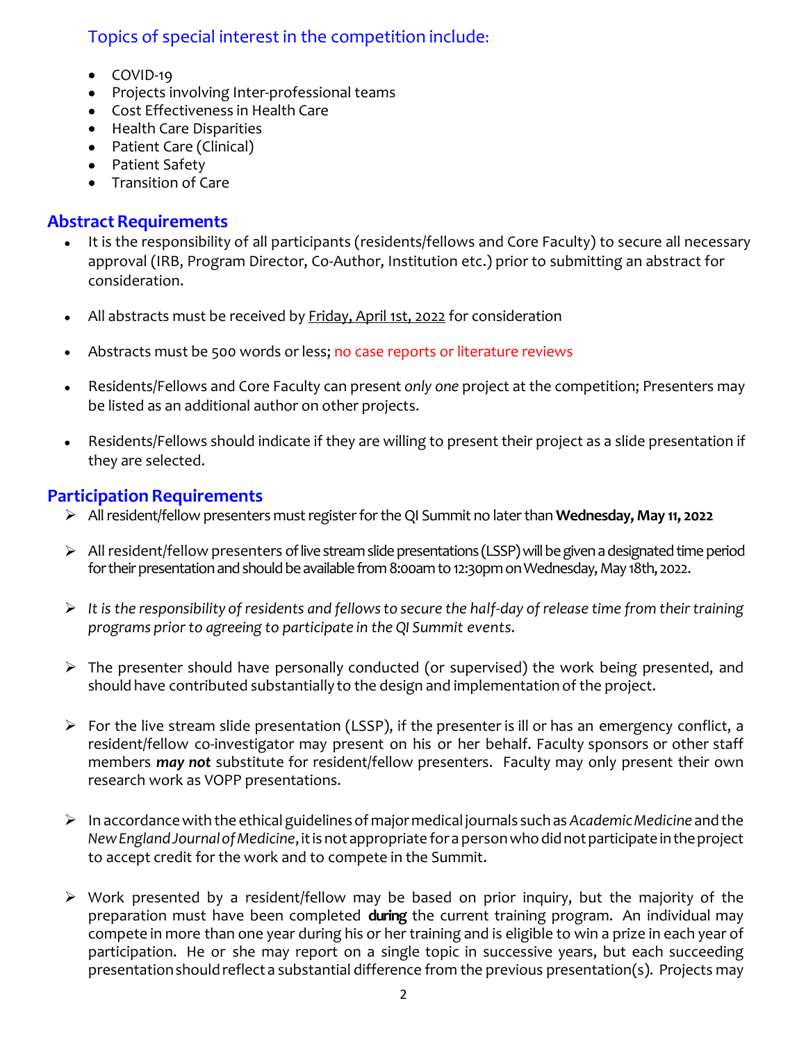### Topics of special interest in the competition include:

- COVID-19
- Projects involving Inter-professional teams
- Cost Effectiveness in Health Care
- Health Care Disparities
- Patient Care (Clinical)
- Patient Safety
- Transition of Care

## Abstract Requirements

- It is the responsibility of all participants (residents/fellows and Core Faculty) to secure all necessary approval (IRB, Program Director, Co-Author, Institution etc.) prior to submitting an abstract for consideration.
- All abstracts must be received by Friday, April 1st, 2022 for consideration
- Abstracts must be 500 words or less; no case reports or literature reviews
- Residents/Fellows and Core Faculty can present *only one* project at the competition; Presenters may be listed as an additional author on other projects.
- Residents/Fellows should indicate if they are willing to present their project as a slide presentation if they are selected.

## Participation Requirements

- All resident/fellow presenters must register for the QI Summit no later than **Wednesday, May 11, 2022**
- All resident/fellow presenters of live stream slide presentations (LSSP) will be given a designated time period for their presentation and should be available from 8:00am to 12:30pm on Wednesday, May 18th, 2022.
- *It is the responsibility of residents and fellows to secure the half-day of release time from their training programs prior to agreeing to participate in the QI Summit events.*
- The presenter should have personally conducted (or supervised) the work being presented, and should have contributed substantially to the design and implementation of the project.
- For the live stream slide presentation (LSSP), if the presenter is ill or has an emergency conflict, a resident/fellow co-investigator may present on his or her behalf. Faculty sponsors or other staff members ***may not*** substitute for resident/fellow presenters. Faculty may only present their own research work as VOPP presentations.
- In accordance with the ethical guidelines of major medical journals such as *Academic Medicine* and the *New England Journal of Medicine*, it is not appropriate for a person who did not participate in the project to accept credit for the work and to compete in the Summit.
- Work presented by a resident/fellow may be based on prior inquiry, but the majority of the preparation must have been completed **during** the current training program. An individual may compete in more than one year during his or her training and is eligible to win a prize in each year of participation. He or she may report on a single topic in successive years, but each succeeding presentation should reflect a substantial difference from the previous presentation(s). Projects may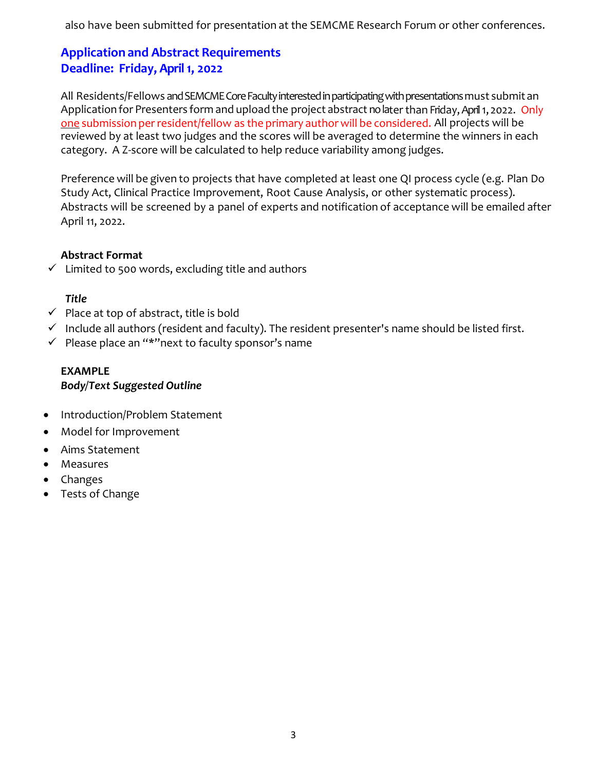also have been submitted for presentation at the SEMCME Research Forum or other conferences.

## Application and Abstract Requirements
## Deadline: Friday, April 1, 2022

All Residents/Fellows and SEMCME Core Faculty interested in participating with presentations must submit an Application for Presenters form and upload the project abstract no later than Friday, April 1, 2022. Only one submission per resident/fellow as the primary author will be considered. All projects will be reviewed by at least two judges and the scores will be averaged to determine the winners in each category. A Z-score will be calculated to help reduce variability among judges.

Preference will be given to projects that have completed at least one QI process cycle (e.g. Plan Do Study Act, Clinical Practice Improvement, Root Cause Analysis, or other systematic process). Abstracts will be screened by a panel of experts and notification of acceptance will be emailed after April 11, 2022.

**Abstract Format**

- ✓ Limited to 500 words, excluding title and authors

***Title***

- ✓ Place at top of abstract, title is bold
- ✓ Include all authors (resident and faculty). The resident presenter's name should be listed first.
- ✓ Please place an "*" next to faculty sponsor's name

**EXAMPLE**
***Body/Text Suggested Outline***

- Introduction/Problem Statement
- Model for Improvement
- Aims Statement
- Measures
- Changes
- Tests of Change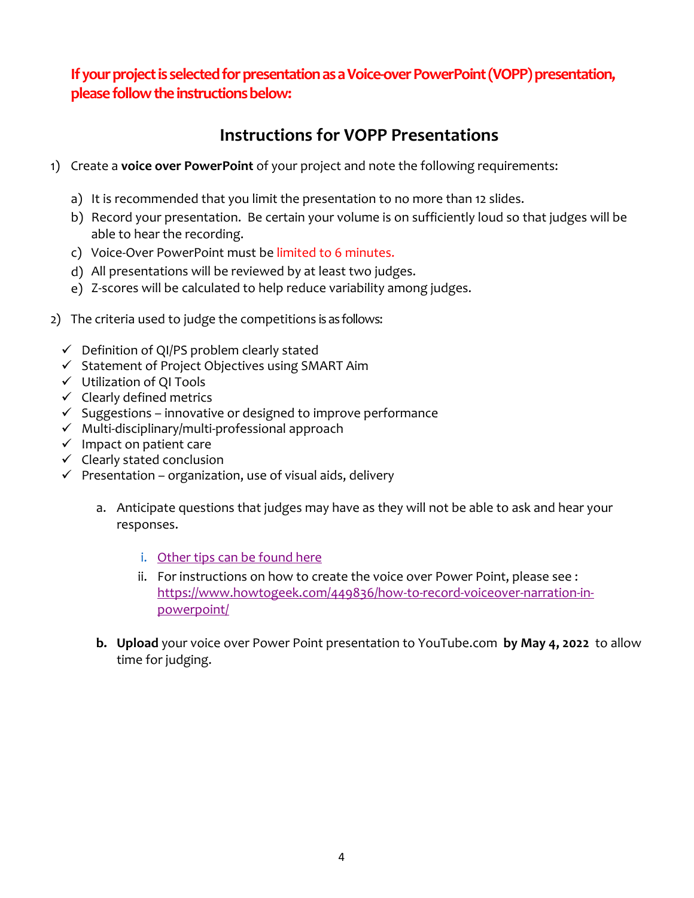**If your project is selected for presentation as a Voice-over PowerPoint (VOPP) presentation, please follow the instructions below:**

## Instructions for VOPP Presentations

1) Create a **voice over PowerPoint** of your project and note the following requirements:

   a) It is recommended that you limit the presentation to no more than 12 slides.
   b) Record your presentation. Be certain your volume is on sufficiently loud so that judges will be able to hear the recording.
   c) Voice-Over PowerPoint must be limited to 6 minutes.
   d) All presentations will be reviewed by at least two judges.
   e) Z-scores will be calculated to help reduce variability among judges.

2) The criteria used to judge the competitions is as follows:

   - ✓ Definition of QI/PS problem clearly stated
   - ✓ Statement of Project Objectives using SMART Aim
   - ✓ Utilization of QI Tools
   - ✓ Clearly defined metrics
   - ✓ Suggestions – innovative or designed to improve performance
   - ✓ Multi-disciplinary/multi-professional approach
   - ✓ Impact on patient care
   - ✓ Clearly stated conclusion
   - ✓ Presentation – organization, use of visual aids, delivery

   a. Anticipate questions that judges may have as they will not be able to ask and hear your responses.

      i. Other tips can be found here
      ii. For instructions on how to create the voice over Power Point, please see : https://www.howtogeek.com/449836/how-to-record-voiceover-narration-in-powerpoint/

   **b. Upload** your voice over Power Point presentation to YouTube.com **by May 4, 2022** to allow time for judging.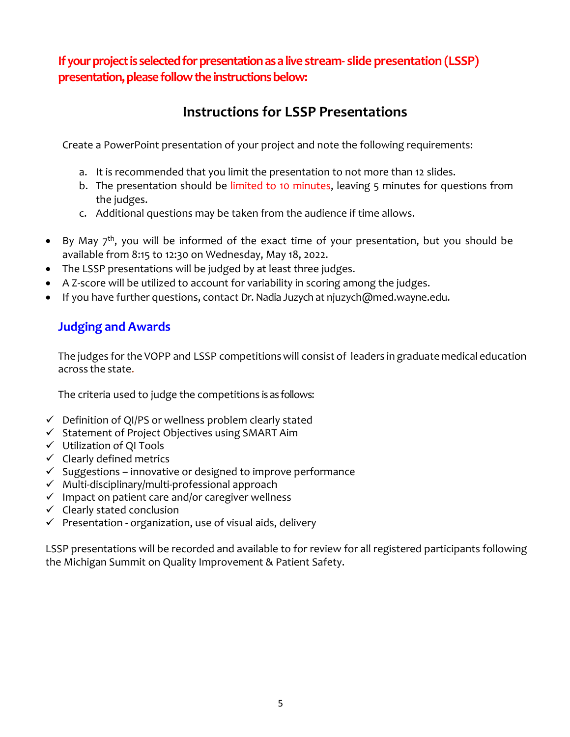**If your project is selected for presentation as a live stream- slide presentation (LSSP) presentation, please follow the instructions below:**

## Instructions for LSSP Presentations

Create a PowerPoint presentation of your project and note the following requirements:

a. It is recommended that you limit the presentation to not more than 12 slides.
b. The presentation should be limited to 10 minutes, leaving 5 minutes for questions from the judges.
c. Additional questions may be taken from the audience if time allows.

- By May 7th, you will be informed of the exact time of your presentation, but you should be available from 8:15 to 12:30 on Wednesday, May 18, 2022.
- The LSSP presentations will be judged by at least three judges.
- A Z-score will be utilized to account for variability in scoring among the judges.
- If you have further questions, contact Dr. Nadia Juzych at njuzych@med.wayne.edu.

### Judging and Awards

The judges for the VOPP and LSSP competitions will consist of leaders in graduate medical education across the state.

The criteria used to judge the competitions is as follows:

- ✓ Definition of QI/PS or wellness problem clearly stated
- ✓ Statement of Project Objectives using SMART Aim
- ✓ Utilization of QI Tools
- ✓ Clearly defined metrics
- ✓ Suggestions – innovative or designed to improve performance
- ✓ Multi-disciplinary/multi-professional approach
- ✓ Impact on patient care and/or caregiver wellness
- ✓ Clearly stated conclusion
- ✓ Presentation - organization, use of visual aids, delivery

LSSP presentations will be recorded and available to for review for all registered participants following the Michigan Summit on Quality Improvement & Patient Safety.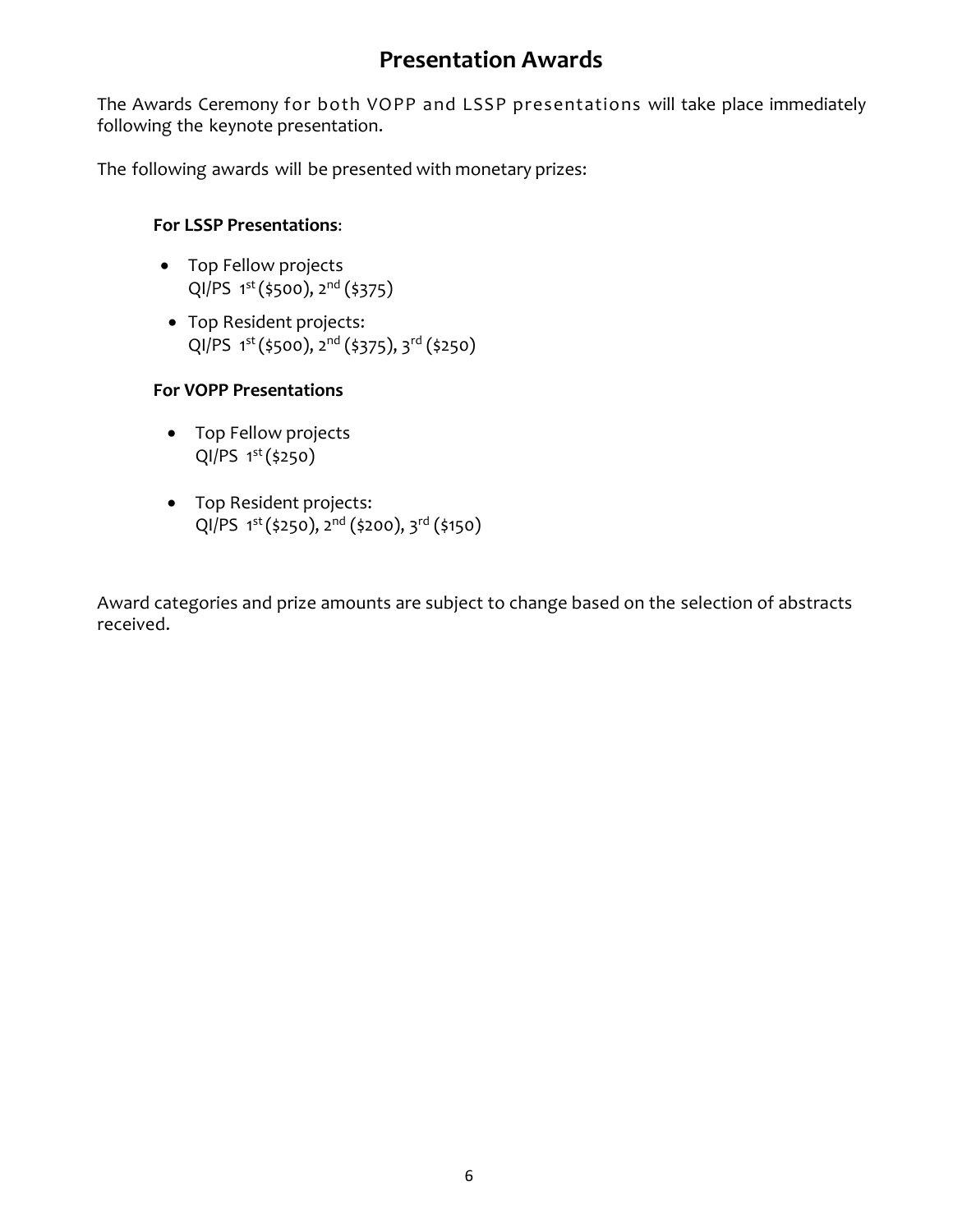# Presentation Awards

The Awards Ceremony for both VOPP and LSSP presentations will take place immediately following the keynote presentation.

The following awards will be presented with monetary prizes:

**For LSSP Presentations**:

- Top Fellow projects
  QI/PS 1st ($500), 2nd ($375)
- Top Resident projects:
  QI/PS 1st ($500), 2nd ($375), 3rd ($250)

**For VOPP Presentations**

- Top Fellow projects
  QI/PS 1st ($250)
- Top Resident projects:
  QI/PS 1st ($250), 2nd ($200), 3rd ($150)

Award categories and prize amounts are subject to change based on the selection of abstracts received.